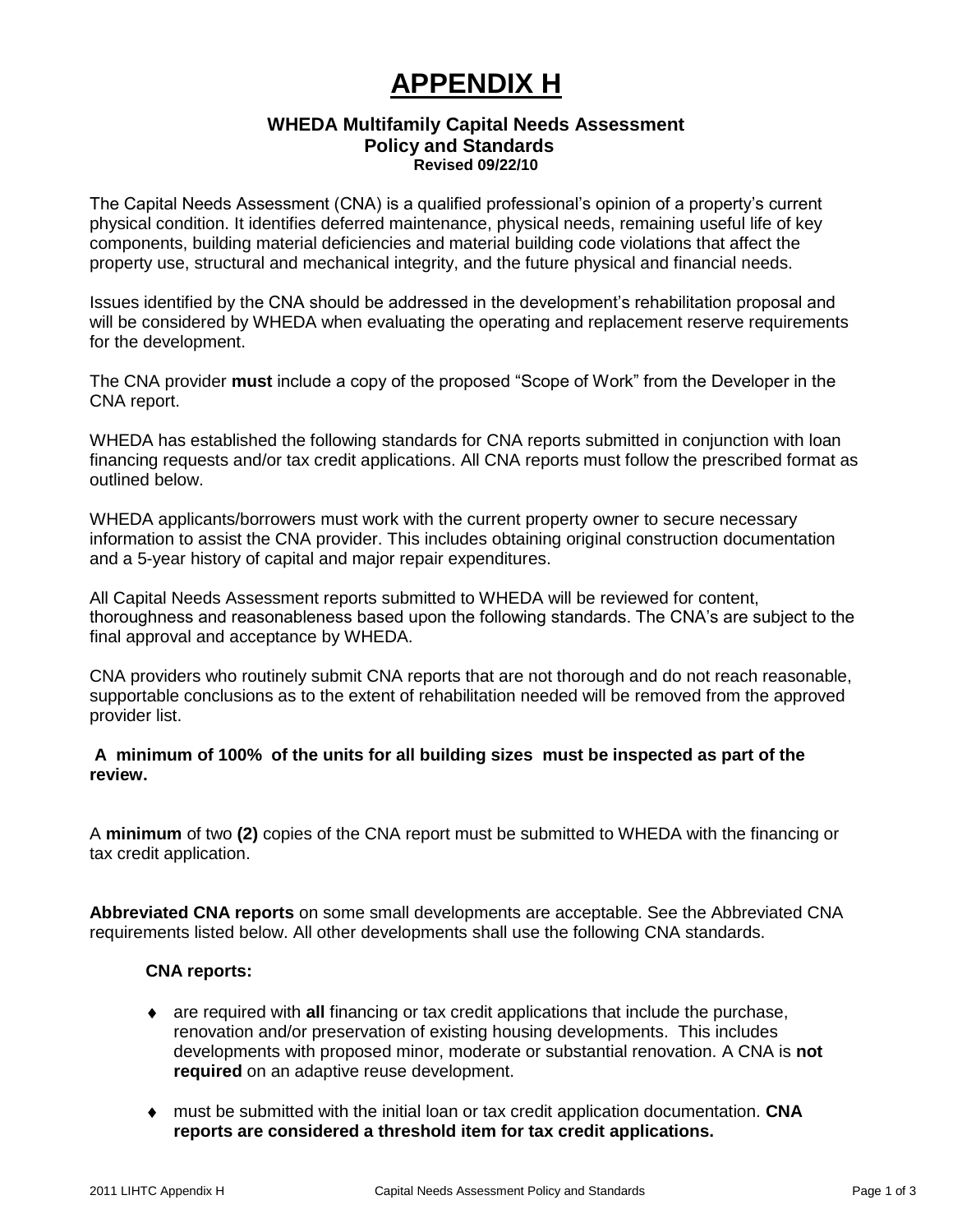# APPENDIX H

### WHEDA Multifamily Capital Needs Assessment Policy and Standards

**Revised 09/22/10**

The Capital Needs Assessment (CNA) is a qualified professional's opinion of a property's current physical condition. It identifies deferred maintenance, physical needs, remaining useful life of key components, building material deficiencies and material building code violations that affect the property use, structural and mechanical integrity, and the future physical and financial needs.

Issues identified by the CNA should be addressed in the development's rehabilitation proposal and will be considered by WHEDA when evaluating the operating and replacement reserve requirements for the development.

The CNA provider **must** include a copy of the proposed "Scope of Work" from the Developer in the CNA report.

WHEDA has established the following standards for CNA reports submitted in conjunction with loan financing requests and/or tax credit applications. All CNA reports must follow the prescribed format as outlined below.

WHEDA applicants/borrowers must work with the current property owner to secure necessary information to assist the CNA provider. This includes obtaining original construction documentation and a 5-year history of capital and major repair expenditures.

All Capital Needs Assessment reports submitted to WHEDA will be reviewed for content, thoroughness and reasonableness based upon the following standards. The CNA's are subject to the final approval and acceptance by WHEDA.

CNA providers who routinely submit CNA reports that are not thorough and do not reach reasonable, supportable conclusions as to the extent of rehabilitation needed will be removed from the approved provider list.

**A minimum of 100% of the units for all building sizes must be inspected as part of the review.**

A **minimum** of two **(2)** copies of the CNA report must be submitted to WHEDA with the financing or tax credit application.

**Abbreviated CNA reports** on some small developments are acceptable. See the Abbreviated CNA requirements listed below. All other developments shall use the following CNA standards.

**CNA reports:**

- are required with **all** financing or tax credit applications that include the purchase, renovation and/or preservation of existing housing developments. This includes developments with proposed minor, moderate or substantial renovation. A CNA is **not required** on an adaptive reuse development.
- must be submitted with the initial loan or tax credit application documentation. **CNA reports are considered a threshold item for tax credit applications.**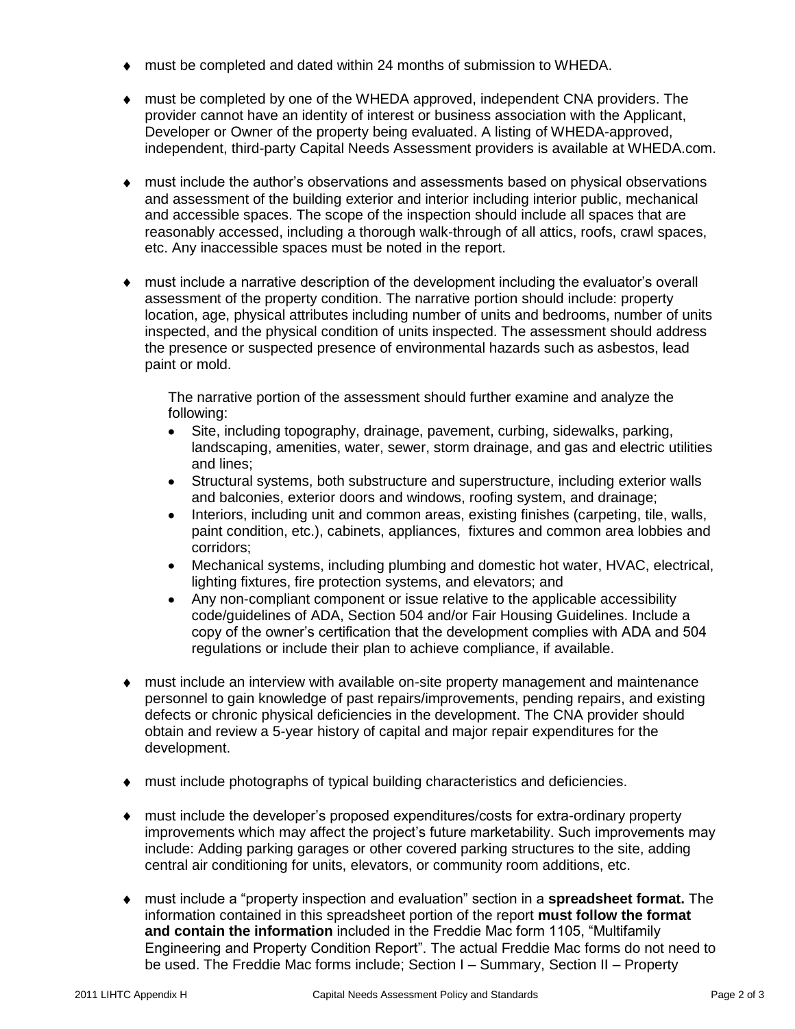- must be completed and dated within 24 months of submission to WHEDA.

- must be completed by one of the WHEDA approved, independent CNA providers. The provider cannot have an identity of interest or business association with the Applicant, Developer or Owner of the property being evaluated. A listing of WHEDA-approved, independent, third-party Capital Needs Assessment providers is available at WHEDA.com.

- must include the author's observations and assessments based on physical observations and assessment of the building exterior and interior including interior public, mechanical and accessible spaces. The scope of the inspection should include all spaces that are reasonably accessed, including a thorough walk-through of all attics, roofs, crawl spaces, etc. Any inaccessible spaces must be noted in the report.

- must include a narrative description of the development including the evaluator's overall assessment of the property condition. The narrative portion should include: property location, age, physical attributes including number of units and bedrooms, number of units inspected, and the physical condition of units inspected. The assessment should address the presence or suspected presence of environmental hazards such as asbestos, lead paint or mold.

  The narrative portion of the assessment should further examine and analyze the following:

  - Site, including topography, drainage, pavement, curbing, sidewalks, parking, landscaping, amenities, water, sewer, storm drainage, and gas and electric utilities and lines;
  - Structural systems, both substructure and superstructure, including exterior walls and balconies, exterior doors and windows, roofing system, and drainage;
  - Interiors, including unit and common areas, existing finishes (carpeting, tile, walls, paint condition, etc.), cabinets, appliances, fixtures and common area lobbies and corridors;
  - Mechanical systems, including plumbing and domestic hot water, HVAC, electrical, lighting fixtures, fire protection systems, and elevators; and
  - Any non-compliant component or issue relative to the applicable accessibility code/guidelines of ADA, Section 504 and/or Fair Housing Guidelines. Include a copy of the owner's certification that the development complies with ADA and 504 regulations or include their plan to achieve compliance, if available.

- must include an interview with available on-site property management and maintenance personnel to gain knowledge of past repairs/improvements, pending repairs, and existing defects or chronic physical deficiencies in the development. The CNA provider should obtain and review a 5-year history of capital and major repair expenditures for the development.

- must include photographs of typical building characteristics and deficiencies.

- must include the developer's proposed expenditures/costs for extra-ordinary property improvements which may affect the project's future marketability. Such improvements may include: Adding parking garages or other covered parking structures to the site, adding central air conditioning for units, elevators, or community room additions, etc.

- must include a "property inspection and evaluation" section in a **spreadsheet format.** The information contained in this spreadsheet portion of the report **must follow the format and contain the information** included in the Freddie Mac form 1105, "Multifamily Engineering and Property Condition Report". The actual Freddie Mac forms do not need to be used. The Freddie Mac forms include; Section I – Summary, Section II – Property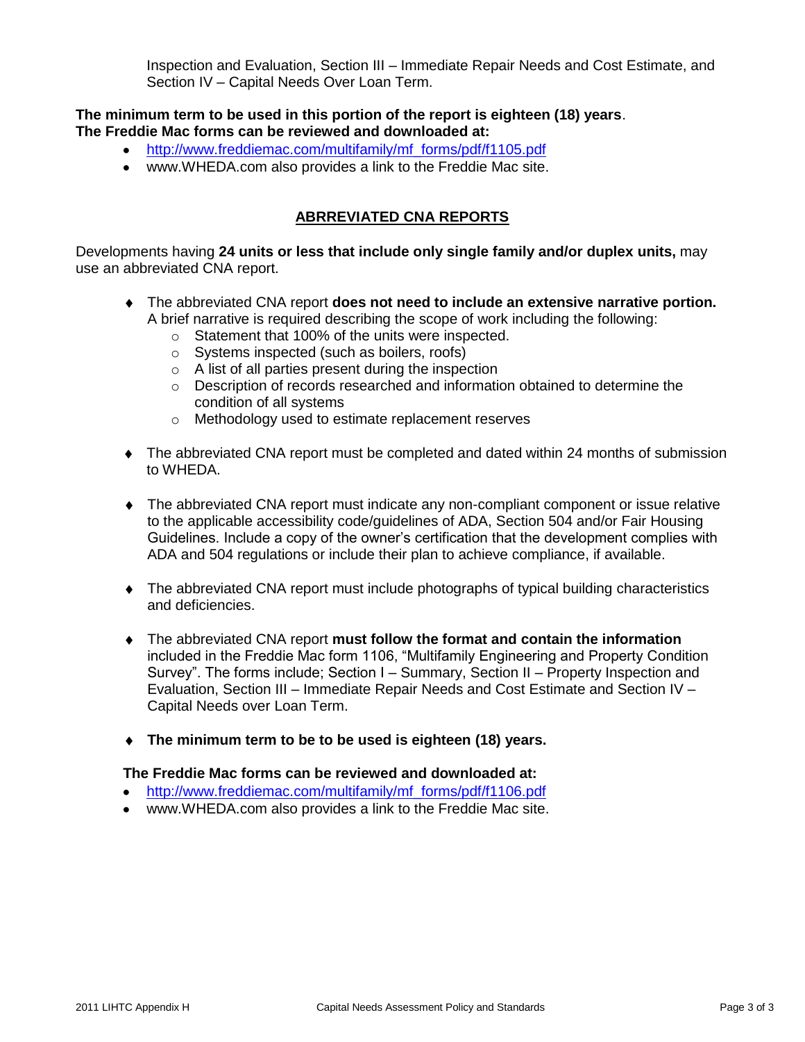Inspection and Evaluation, Section III – Immediate Repair Needs and Cost Estimate, and Section IV – Capital Needs Over Loan Term.

**The minimum term to be used in this portion of the report is eighteen (18) years**.
**The Freddie Mac forms can be reviewed and downloaded at:**

- http://www.freddiemac.com/multifamily/mf_forms/pdf/f1105.pdf
- www.WHEDA.com also provides a link to the Freddie Mac site.

## ABRREVIATED CNA REPORTS

Developments having **24 units or less that include only single family and/or duplex units,** may use an abbreviated CNA report.

- The abbreviated CNA report **does not need to include an extensive narrative portion.** A brief narrative is required describing the scope of work including the following:
  - Statement that 100% of the units were inspected.
  - Systems inspected (such as boilers, roofs)
  - A list of all parties present during the inspection
  - Description of records researched and information obtained to determine the condition of all systems
  - Methodology used to estimate replacement reserves

- The abbreviated CNA report must be completed and dated within 24 months of submission to WHEDA.

- The abbreviated CNA report must indicate any non-compliant component or issue relative to the applicable accessibility code/guidelines of ADA, Section 504 and/or Fair Housing Guidelines. Include a copy of the owner's certification that the development complies with ADA and 504 regulations or include their plan to achieve compliance, if available.

- The abbreviated CNA report must include photographs of typical building characteristics and deficiencies.

- The abbreviated CNA report **must follow the format and contain the information** included in the Freddie Mac form 1106, "Multifamily Engineering and Property Condition Survey". The forms include; Section I – Summary, Section II – Property Inspection and Evaluation, Section III – Immediate Repair Needs and Cost Estimate and Section IV – Capital Needs over Loan Term.

- **The minimum term to be to be used is eighteen (18) years.**

**The Freddie Mac forms can be reviewed and downloaded at:**

- http://www.freddiemac.com/multifamily/mf_forms/pdf/f1106.pdf
- www.WHEDA.com also provides a link to the Freddie Mac site.